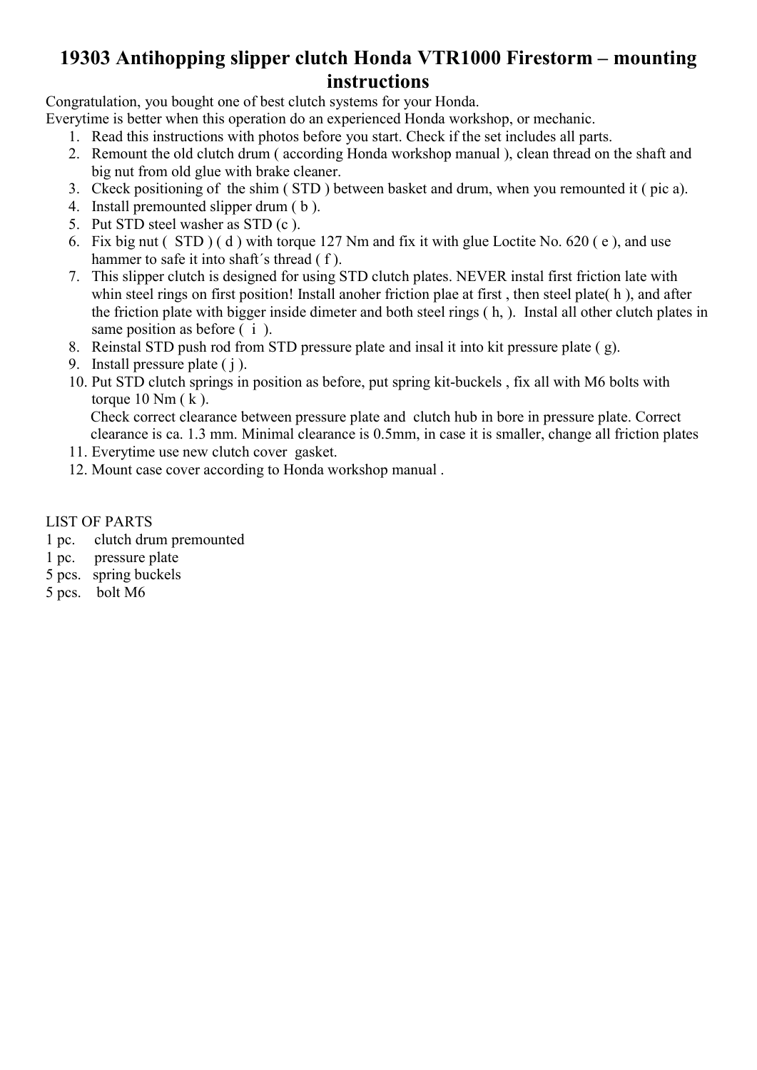# 19303 Antihopping slipper clutch Honda VTR1000 Firestorm – mounting instructions

Congratulation, you bought one of best clutch systems for your Honda.
Everytime is better when this operation do an experienced Honda workshop, or mechanic.

1. Read this instructions with photos before you start. Check if the set includes all parts.
2. Remount the old clutch drum ( according Honda workshop manual ), clean thread on the shaft and big nut from old glue with brake cleaner.
3. Ckeck positioning of the shim ( STD ) between basket and drum, when you remounted it ( pic a).
4. Install premounted slipper drum ( b ).
5. Put STD steel washer as STD (c ).
6. Fix big nut ( STD ) ( d ) with torque 127 Nm and fix it with glue Loctite No. 620 ( e ), and use hammer to safe it into shaft´s thread ( f ).
7. This slipper clutch is designed for using STD clutch plates. NEVER instal first friction late with whin steel rings on first position! Install anoher friction plae at first , then steel plate( h ), and after the friction plate with bigger inside dimeter and both steel rings ( h, ). Instal all other clutch plates in same position as before ( i ).
8. Reinstal STD push rod from STD pressure plate and insal it into kit pressure plate ( g).
9. Install pressure plate ( j ).
10. Put STD clutch springs in position as before, put spring kit-buckels , fix all with M6 bolts with torque 10 Nm ( k ).
    Check correct clearance between pressure plate and clutch hub in bore in pressure plate. Correct clearance is ca. 1.3 mm. Minimal clearance is 0.5mm, in case it is smaller, change all friction plates
11. Everytime use new clutch cover gasket.
12. Mount case cover according to Honda workshop manual .

LIST OF PARTS

1 pc. clutch drum premounted
1 pc. pressure plate
5 pcs. spring buckels
5 pcs. bolt M6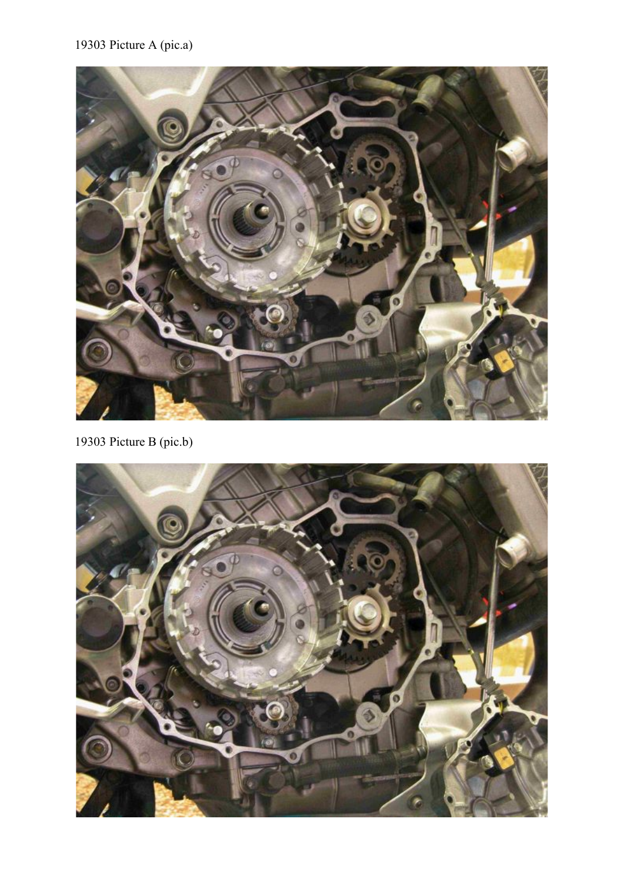19303 Picture A (pic.a)

19303 Picture B (pic.b)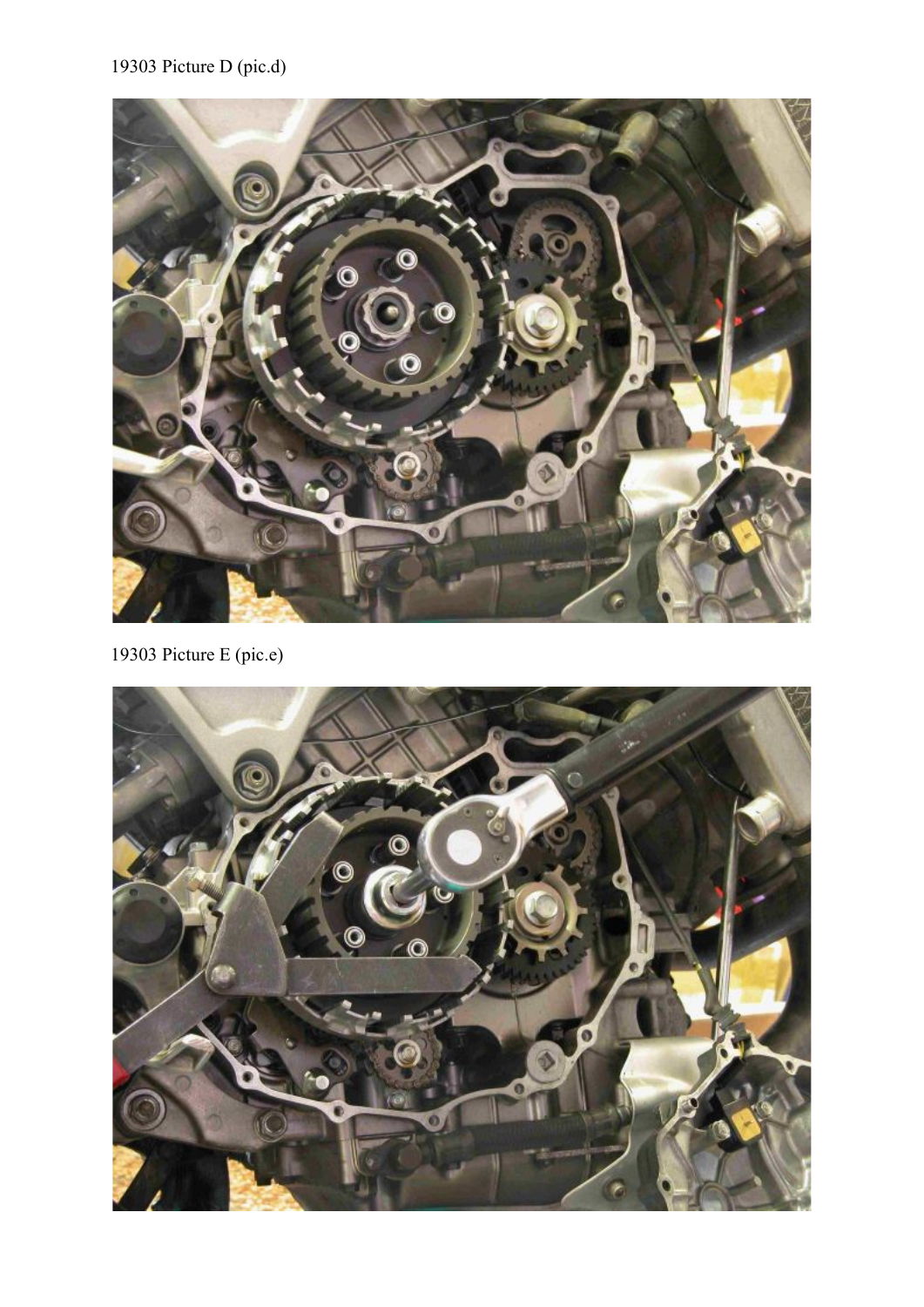19303 Picture D (pic.d)

19303 Picture E (pic.e)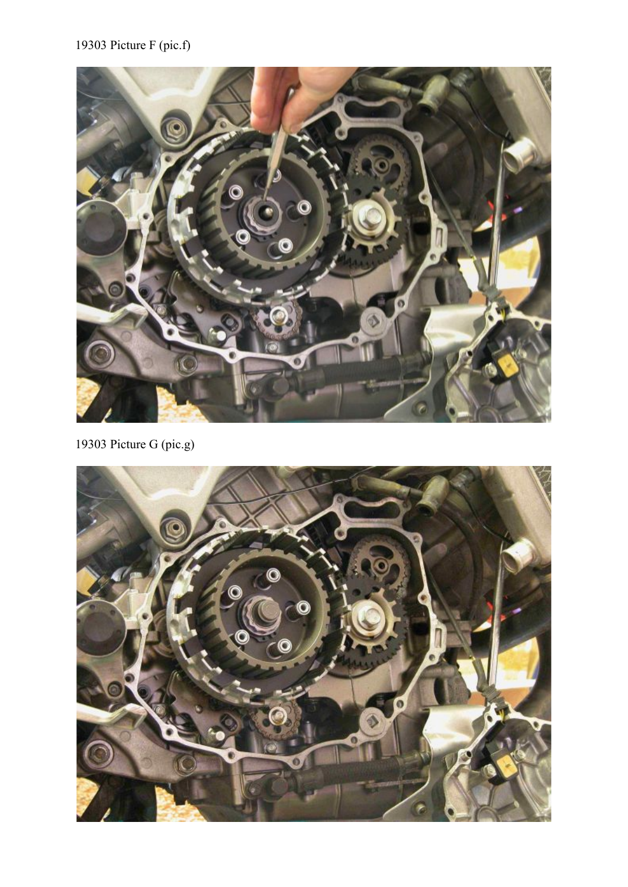19303 Picture F (pic.f)

19303 Picture G (pic.g)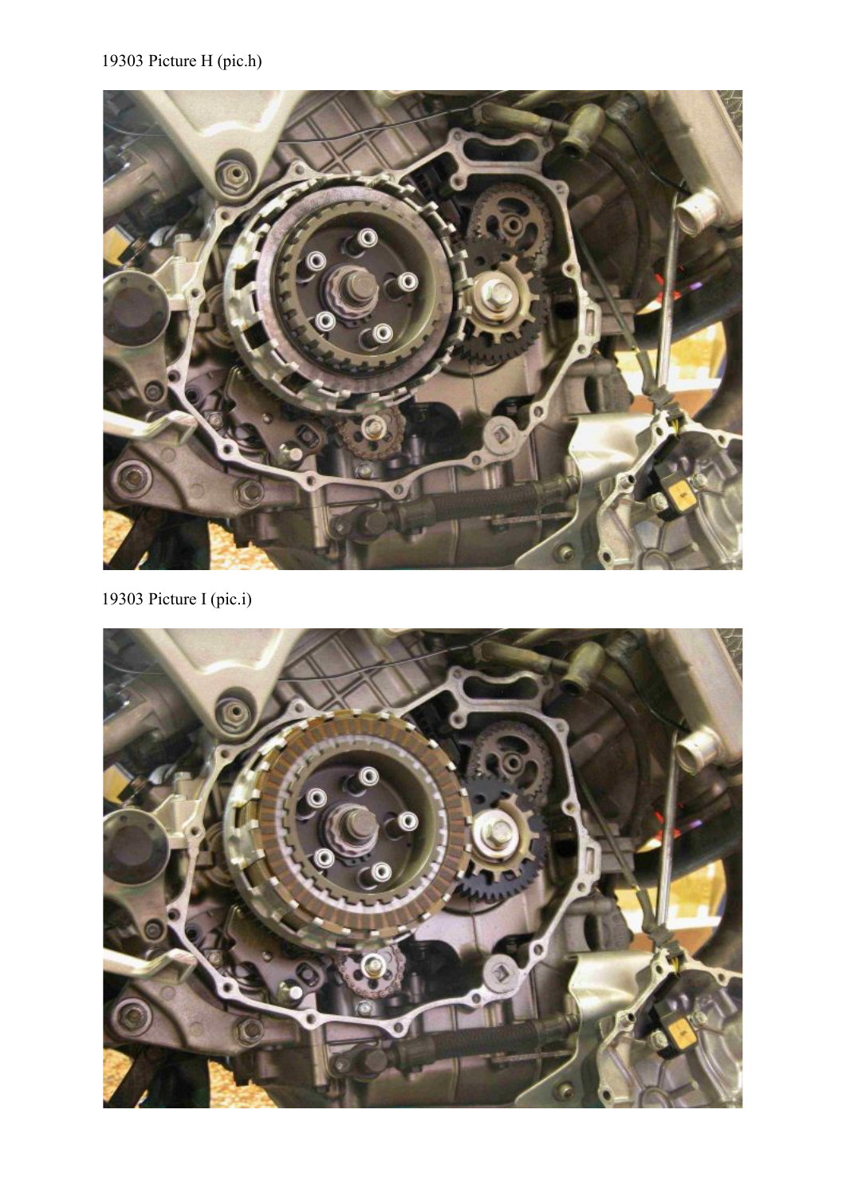19303 Picture H (pic.h)

19303 Picture I (pic.i)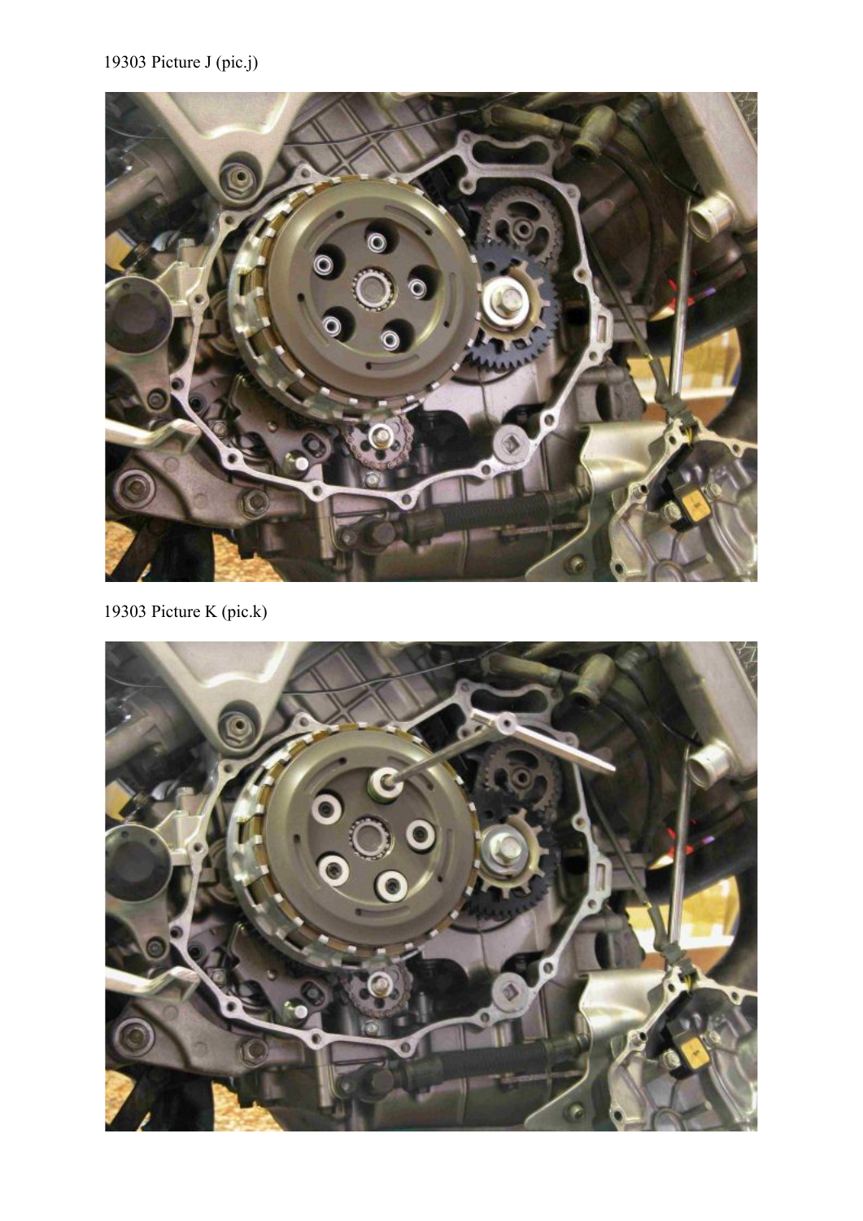19303 Picture J (pic.j)

19303 Picture K (pic.k)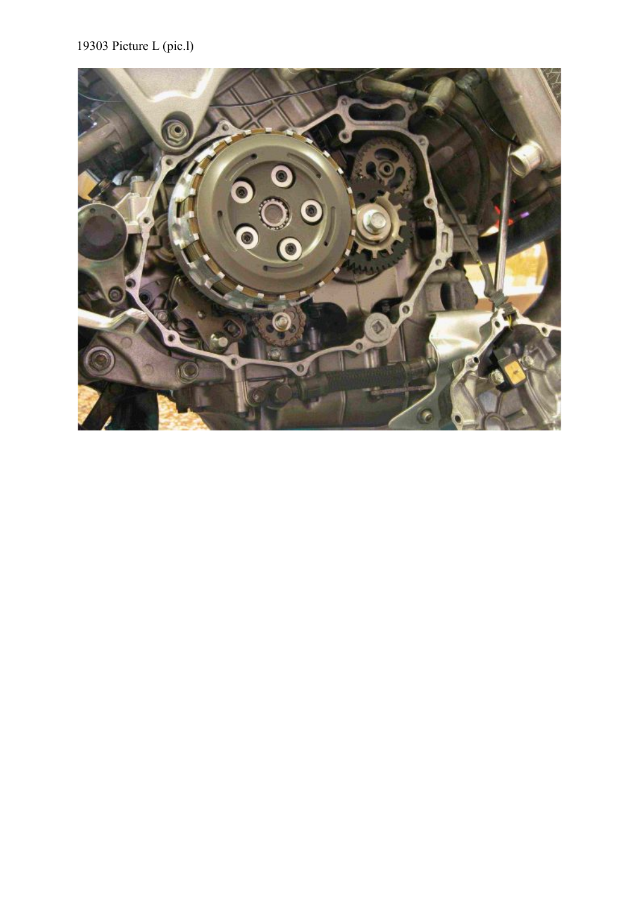19303 Picture L (pic.l)